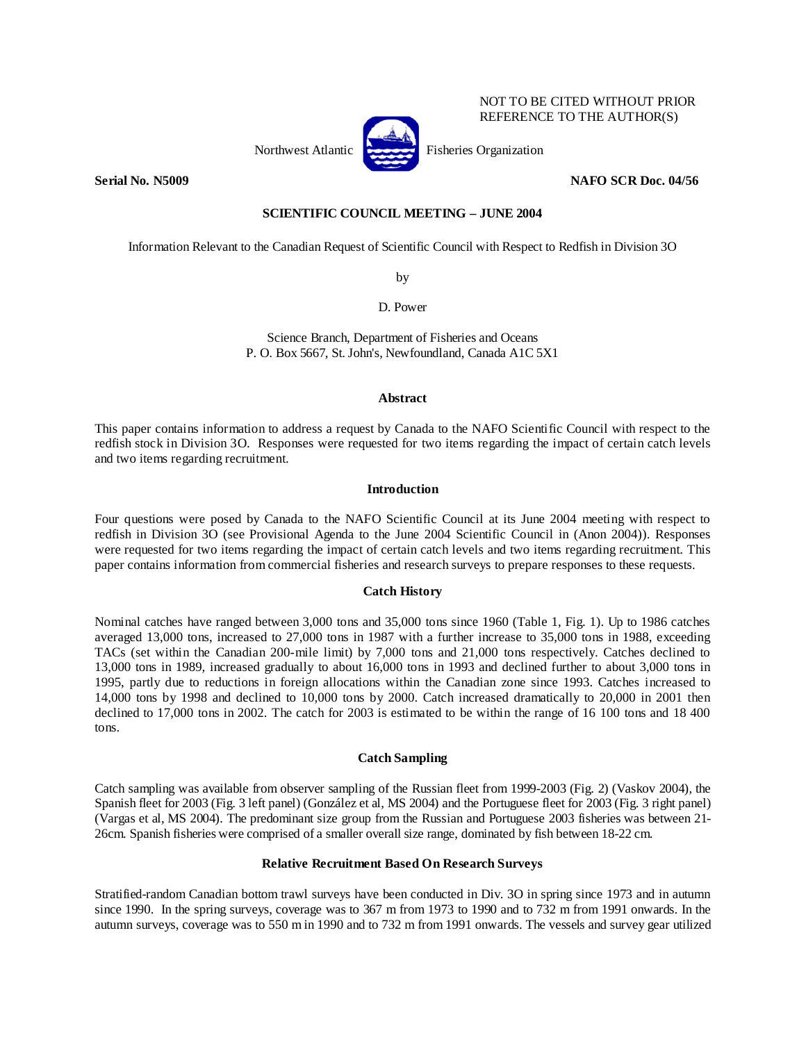NOT TO BE CITED WITHOUT PRIOR REFERENCE TO THE AUTHOR(S)

Northwest Atlantic Fisheries Organization

**Serial No. N5009** **NAFO SCR Doc. 04/56**

## SCIENTIFIC COUNCIL MEETING – JUNE 2004

Information Relevant to the Canadian Request of Scientific Council with Respect to Redfish in Division 3O

by

D. Power

Science Branch, Department of Fisheries and Oceans
P. O. Box 5667, St. John's, Newfoundland, Canada A1C 5X1

### Abstract

This paper contains information to address a request by Canada to the NAFO Scientific Council with respect to the redfish stock in Division 3O. Responses were requested for two items regarding the impact of certain catch levels and two items regarding recruitment.

### Introduction

Four questions were posed by Canada to the NAFO Scientific Council at its June 2004 meeting with respect to redfish in Division 3O (see Provisional Agenda to the June 2004 Scientific Council in (Anon 2004)). Responses were requested for two items regarding the impact of certain catch levels and two items regarding recruitment. This paper contains information from commercial fisheries and research surveys to prepare responses to these requests.

### Catch History

Nominal catches have ranged between 3,000 tons and 35,000 tons since 1960 (Table 1, Fig. 1). Up to 1986 catches averaged 13,000 tons, increased to 27,000 tons in 1987 with a further increase to 35,000 tons in 1988, exceeding TACs (set within the Canadian 200-mile limit) by 7,000 tons and 21,000 tons respectively. Catches declined to 13,000 tons in 1989, increased gradually to about 16,000 tons in 1993 and declined further to about 3,000 tons in 1995, partly due to reductions in foreign allocations within the Canadian zone since 1993. Catches increased to 14,000 tons by 1998 and declined to 10,000 tons by 2000. Catch increased dramatically to 20,000 in 2001 then declined to 17,000 tons in 2002. The catch for 2003 is estimated to be within the range of 16 100 tons and 18 400 tons.

### Catch Sampling

Catch sampling was available from observer sampling of the Russian fleet from 1999-2003 (Fig. 2) (Vaskov 2004), the Spanish fleet for 2003 (Fig. 3 left panel) (González et al, MS 2004) and the Portuguese fleet for 2003 (Fig. 3 right panel) (Vargas et al, MS 2004). The predominant size group from the Russian and Portuguese 2003 fisheries was between 21-26cm. Spanish fisheries were comprised of a smaller overall size range, dominated by fish between 18-22 cm.

### Relative Recruitment Based On Research Surveys

Stratified-random Canadian bottom trawl surveys have been conducted in Div. 3O in spring since 1973 and in autumn since 1990. In the spring surveys, coverage was to 367 m from 1973 to 1990 and to 732 m from 1991 onwards. In the autumn surveys, coverage was to 550 m in 1990 and to 732 m from 1991 onwards. The vessels and survey gear utilized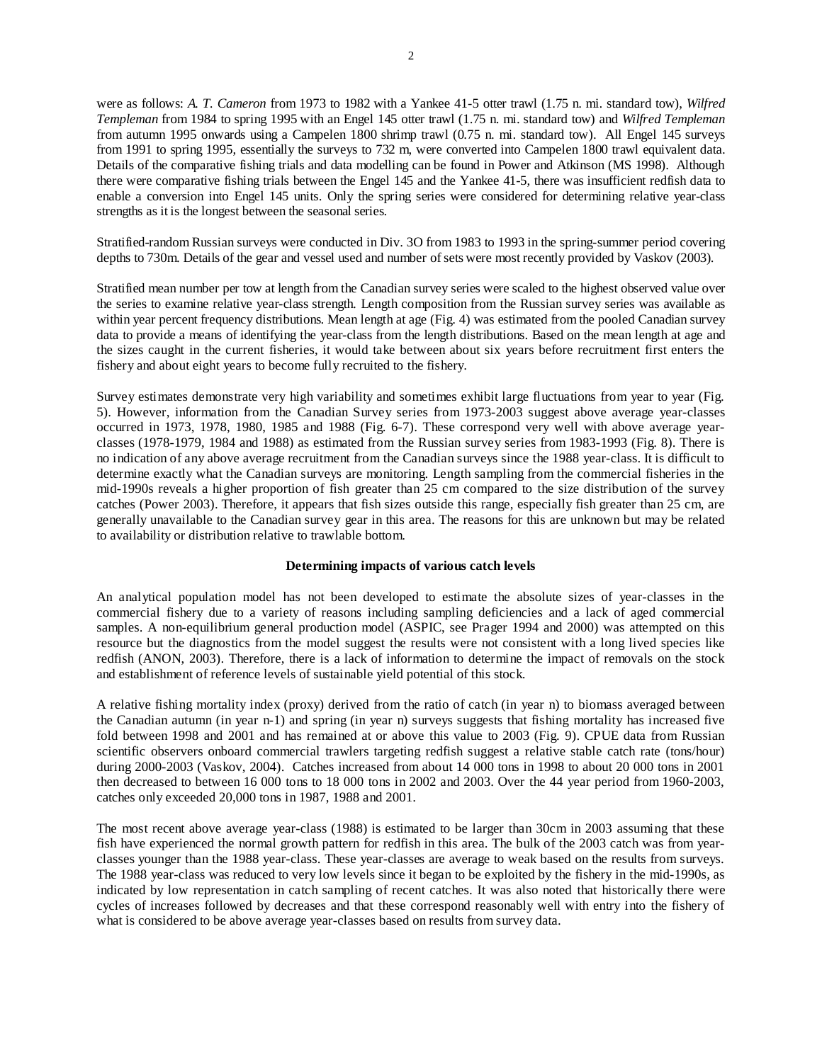were as follows: *A. T. Cameron* from 1973 to 1982 with a Yankee 41-5 otter trawl (1.75 n. mi. standard tow), *Wilfred Templeman* from 1984 to spring 1995 with an Engel 145 otter trawl (1.75 n. mi. standard tow) and *Wilfred Templeman* from autumn 1995 onwards using a Campelen 1800 shrimp trawl (0.75 n. mi. standard tow). All Engel 145 surveys from 1991 to spring 1995, essentially the surveys to 732 m, were converted into Campelen 1800 trawl equivalent data. Details of the comparative fishing trials and data modelling can be found in Power and Atkinson (MS 1998). Although there were comparative fishing trials between the Engel 145 and the Yankee 41-5, there was insufficient redfish data to enable a conversion into Engel 145 units. Only the spring series were considered for determining relative year-class strengths as it is the longest between the seasonal series.

Stratified-random Russian surveys were conducted in Div. 3O from 1983 to 1993 in the spring-summer period covering depths to 730m. Details of the gear and vessel used and number of sets were most recently provided by Vaskov (2003).

Stratified mean number per tow at length from the Canadian survey series were scaled to the highest observed value over the series to examine relative year-class strength. Length composition from the Russian survey series was available as within year percent frequency distributions. Mean length at age (Fig. 4) was estimated from the pooled Canadian survey data to provide a means of identifying the year-class from the length distributions. Based on the mean length at age and the sizes caught in the current fisheries, it would take between about six years before recruitment first enters the fishery and about eight years to become fully recruited to the fishery.

Survey estimates demonstrate very high variability and sometimes exhibit large fluctuations from year to year (Fig. 5). However, information from the Canadian Survey series from 1973-2003 suggest above average year-classes occurred in 1973, 1978, 1980, 1985 and 1988 (Fig. 6-7). These correspond very well with above average year-classes (1978-1979, 1984 and 1988) as estimated from the Russian survey series from 1983-1993 (Fig. 8). There is no indication of any above average recruitment from the Canadian surveys since the 1988 year-class. It is difficult to determine exactly what the Canadian surveys are monitoring. Length sampling from the commercial fisheries in the mid-1990s reveals a higher proportion of fish greater than 25 cm compared to the size distribution of the survey catches (Power 2003). Therefore, it appears that fish sizes outside this range, especially fish greater than 25 cm, are generally unavailable to the Canadian survey gear in this area. The reasons for this are unknown but may be related to availability or distribution relative to trawlable bottom.

### Determining impacts of various catch levels

An analytical population model has not been developed to estimate the absolute sizes of year-classes in the commercial fishery due to a variety of reasons including sampling deficiencies and a lack of aged commercial samples. A non-equilibrium general production model (ASPIC, see Prager 1994 and 2000) was attempted on this resource but the diagnostics from the model suggest the results were not consistent with a long lived species like redfish (ANON, 2003). Therefore, there is a lack of information to determine the impact of removals on the stock and establishment of reference levels of sustainable yield potential of this stock.

A relative fishing mortality index (proxy) derived from the ratio of catch (in year n) to biomass averaged between the Canadian autumn (in year n-1) and spring (in year n) surveys suggests that fishing mortality has increased five fold between 1998 and 2001 and has remained at or above this value to 2003 (Fig. 9). CPUE data from Russian scientific observers onboard commercial trawlers targeting redfish suggest a relative stable catch rate (tons/hour) during 2000-2003 (Vaskov, 2004). Catches increased from about 14 000 tons in 1998 to about 20 000 tons in 2001 then decreased to between 16 000 tons to 18 000 tons in 2002 and 2003. Over the 44 year period from 1960-2003, catches only exceeded 20,000 tons in 1987, 1988 and 2001.

The most recent above average year-class (1988) is estimated to be larger than 30cm in 2003 assuming that these fish have experienced the normal growth pattern for redfish in this area. The bulk of the 2003 catch was from year-classes younger than the 1988 year-class. These year-classes are average to weak based on the results from surveys. The 1988 year-class was reduced to very low levels since it began to be exploited by the fishery in the mid-1990s, as indicated by low representation in catch sampling of recent catches. It was also noted that historically there were cycles of increases followed by decreases and that these correspond reasonably well with entry into the fishery of what is considered to be above average year-classes based on results from survey data.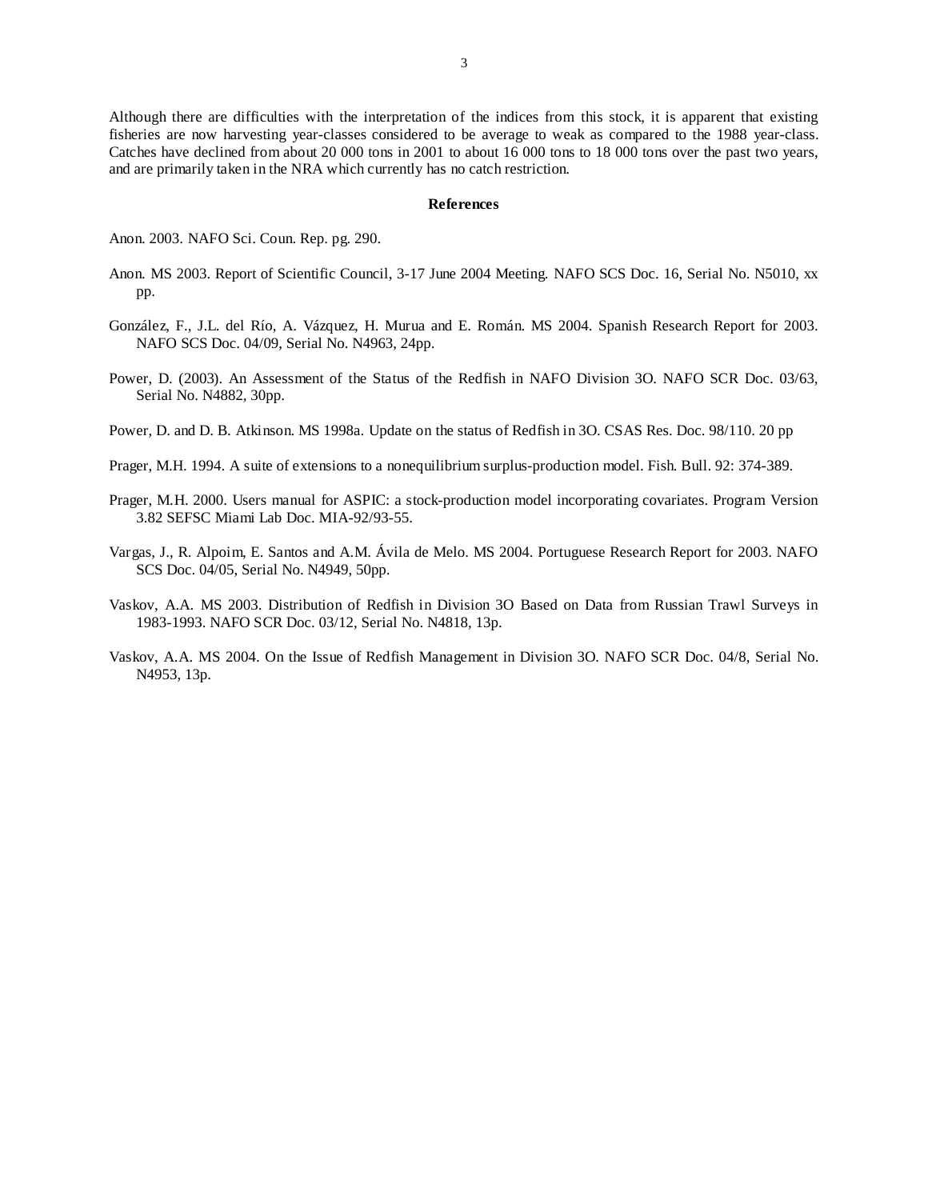Although there are difficulties with the interpretation of the indices from this stock, it is apparent that existing fisheries are now harvesting year-classes considered to be average to weak as compared to the 1988 year-class. Catches have declined from about 20 000 tons in 2001 to about 16 000 tons to 18 000 tons over the past two years, and are primarily taken in the NRA which currently has no catch restriction.

## References

Anon. 2003. NAFO Sci. Coun. Rep. pg. 290.

Anon. MS 2003. Report of Scientific Council, 3-17 June 2004 Meeting. NAFO SCS Doc. 16, Serial No. N5010, xx pp.

González, F., J.L. del Río, A. Vázquez, H. Murua and E. Román. MS 2004. Spanish Research Report for 2003. NAFO SCS Doc. 04/09, Serial No. N4963, 24pp.

Power, D. (2003). An Assessment of the Status of the Redfish in NAFO Division 3O. NAFO SCR Doc. 03/63, Serial No. N4882, 30pp.

Power, D. and D. B. Atkinson. MS 1998a. Update on the status of Redfish in 3O. CSAS Res. Doc. 98/110. 20 pp

Prager, M.H. 1994. A suite of extensions to a nonequilibrium surplus-production model. Fish. Bull. 92: 374-389.

Prager, M.H. 2000. Users manual for ASPIC: a stock-production model incorporating covariates. Program Version 3.82 SEFSC Miami Lab Doc. MIA-92/93-55.

Vargas, J., R. Alpoim, E. Santos and A.M. Ávila de Melo. MS 2004. Portuguese Research Report for 2003. NAFO SCS Doc. 04/05, Serial No. N4949, 50pp.

Vaskov, A.A. MS 2003. Distribution of Redfish in Division 3O Based on Data from Russian Trawl Surveys in 1983-1993. NAFO SCR Doc. 03/12, Serial No. N4818, 13p.

Vaskov, A.A. MS 2004. On the Issue of Redfish Management in Division 3O. NAFO SCR Doc. 04/8, Serial No. N4953, 13p.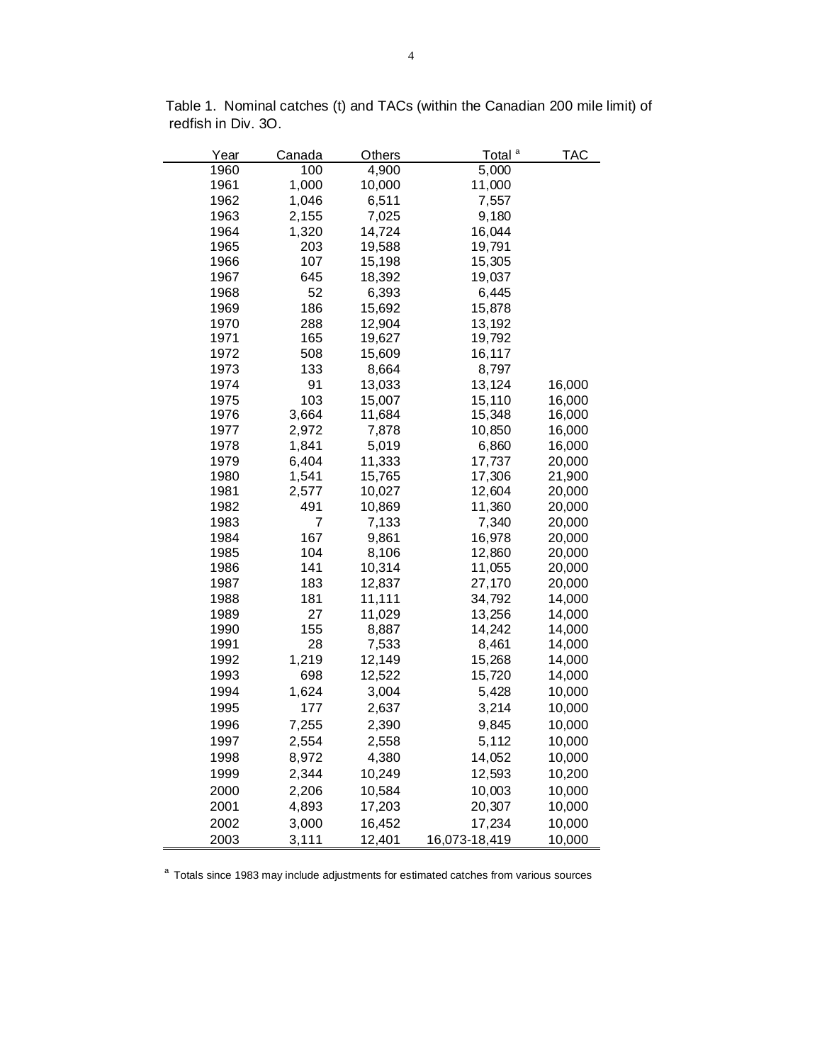Table 1. Nominal catches (t) and TACs (within the Canadian 200 mile limit) of redfish in Div. 3O.

| Year | Canada | Others | Total [a] | TAC |
|---|---|---|---|---|
| 1960 | 100 | 4,900 | 5,000 | |
| 1961 | 1,000 | 10,000 | 11,000 | |
| 1962 | 1,046 | 6,511 | 7,557 | |
| 1963 | 2,155 | 7,025 | 9,180 | |
| 1964 | 1,320 | 14,724 | 16,044 | |
| 1965 | 203 | 19,588 | 19,791 | |
| 1966 | 107 | 15,198 | 15,305 | |
| 1967 | 645 | 18,392 | 19,037 | |
| 1968 | 52 | 6,393 | 6,445 | |
| 1969 | 186 | 15,692 | 15,878 | |
| 1970 | 288 | 12,904 | 13,192 | |
| 1971 | 165 | 19,627 | 19,792 | |
| 1972 | 508 | 15,609 | 16,117 | |
| 1973 | 133 | 8,664 | 8,797 | |
| 1974 | 91 | 13,033 | 13,124 | 16,000 |
| 1975 | 103 | 15,007 | 15,110 | 16,000 |
| 1976 | 3,664 | 11,684 | 15,348 | 16,000 |
| 1977 | 2,972 | 7,878 | 10,850 | 16,000 |
| 1978 | 1,841 | 5,019 | 6,860 | 16,000 |
| 1979 | 6,404 | 11,333 | 17,737 | 20,000 |
| 1980 | 1,541 | 15,765 | 17,306 | 21,900 |
| 1981 | 2,577 | 10,027 | 12,604 | 20,000 |
| 1982 | 491 | 10,869 | 11,360 | 20,000 |
| 1983 | 7 | 7,133 | 7,340 | 20,000 |
| 1984 | 167 | 9,861 | 16,978 | 20,000 |
| 1985 | 104 | 8,106 | 12,860 | 20,000 |
| 1986 | 141 | 10,314 | 11,055 | 20,000 |
| 1987 | 183 | 12,837 | 27,170 | 20,000 |
| 1988 | 181 | 11,111 | 34,792 | 14,000 |
| 1989 | 27 | 11,029 | 13,256 | 14,000 |
| 1990 | 155 | 8,887 | 14,242 | 14,000 |
| 1991 | 28 | 7,533 | 8,461 | 14,000 |
| 1992 | 1,219 | 12,149 | 15,268 | 14,000 |
| 1993 | 698 | 12,522 | 15,720 | 14,000 |
| 1994 | 1,624 | 3,004 | 5,428 | 10,000 |
| 1995 | 177 | 2,637 | 3,214 | 10,000 |
| 1996 | 7,255 | 2,390 | 9,845 | 10,000 |
| 1997 | 2,554 | 2,558 | 5,112 | 10,000 |
| 1998 | 8,972 | 4,380 | 14,052 | 10,000 |
| 1999 | 2,344 | 10,249 | 12,593 | 10,200 |
| 2000 | 2,206 | 10,584 | 10,003 | 10,000 |
| 2001 | 4,893 | 17,203 | 20,307 | 10,000 |
| 2002 | 3,000 | 16,452 | 17,234 | 10,000 |
| 2003 | 3,111 | 12,401 | 16,073-18,419 | 10,000 |

[a] Totals since 1983 may include adjustments for estimated catches from various sources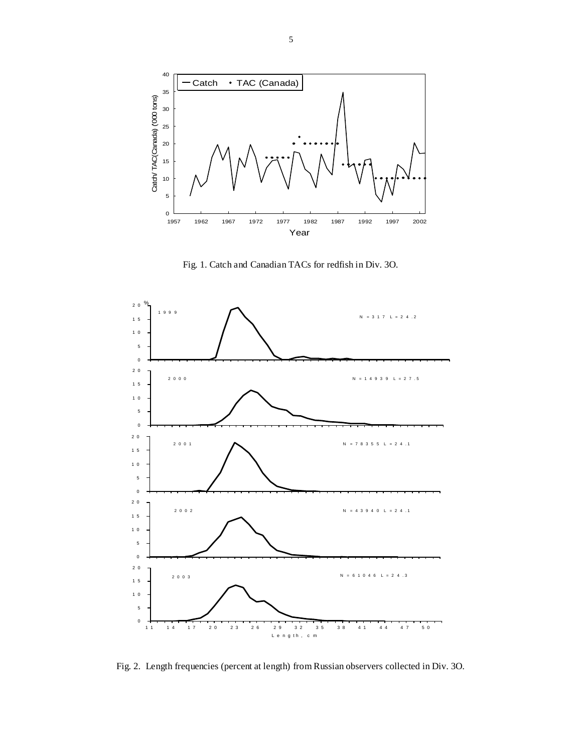Fig. 1. Catch and Canadian TACs for redfish in Div. 3O.

Fig. 2. Length frequencies (percent at length) from Russian observers collected in Div. 3O.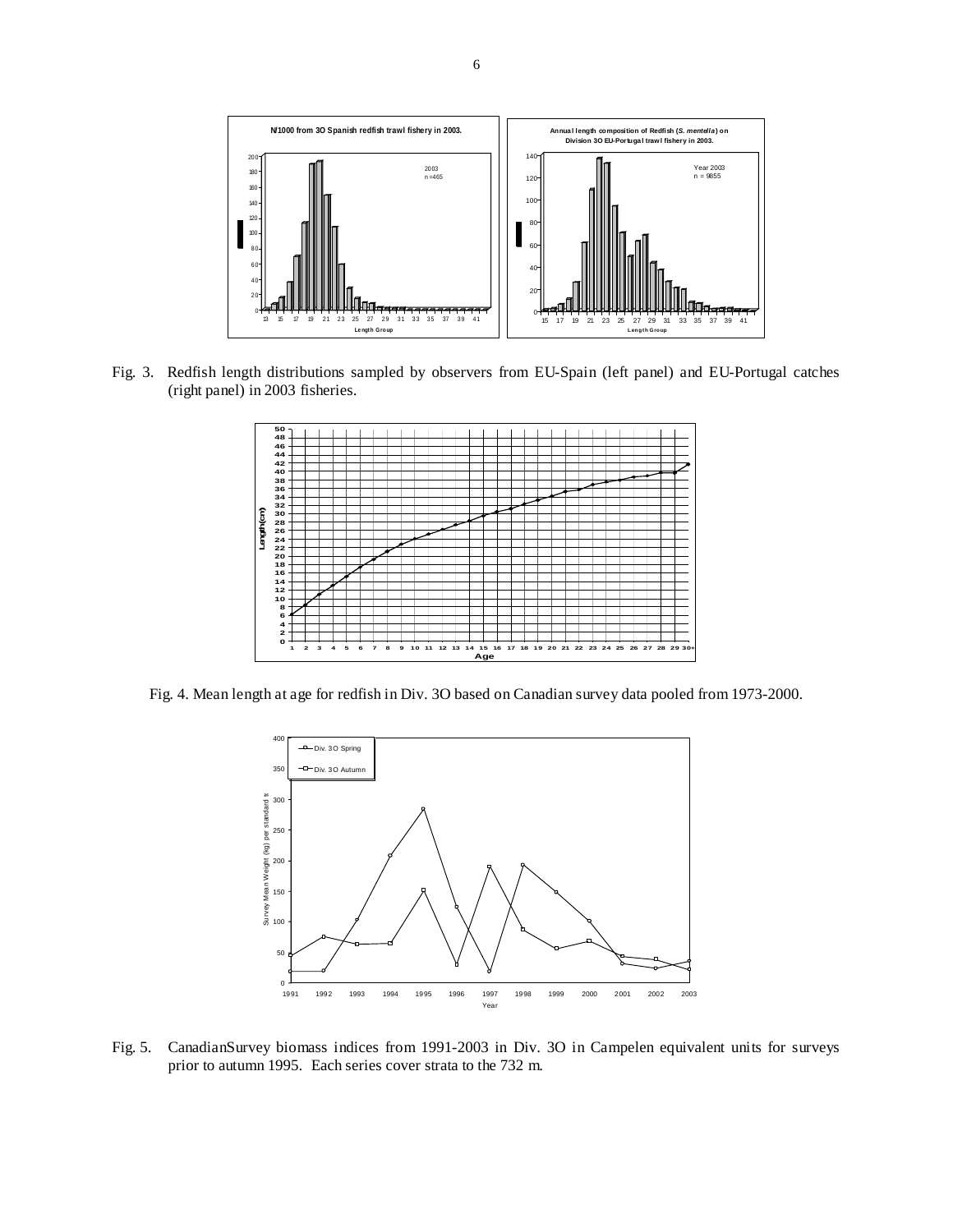Fig. 3. Redfish length distributions sampled by observers from EU-Spain (left panel) and EU-Portugal catches (right panel) in 2003 fisheries.

Fig. 4. Mean length at age for redfish in Div. 3O based on Canadian survey data pooled from 1973-2000.

Fig. 5. CanadianSurvey biomass indices from 1991-2003 in Div. 3O in Campelen equivalent units for surveys prior to autumn 1995. Each series cover strata to the 732 m.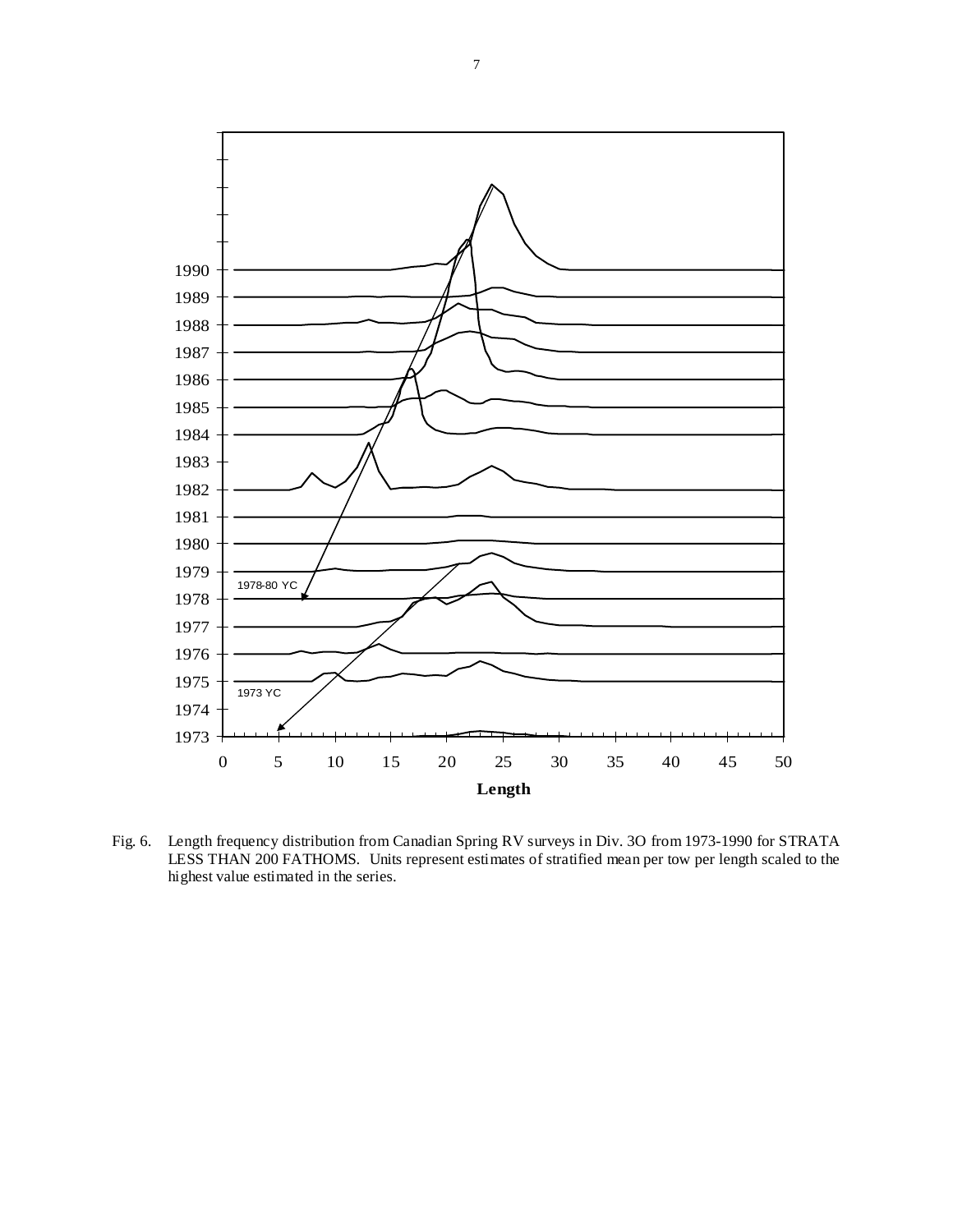Fig. 6. Length frequency distribution from Canadian Spring RV surveys in Div. 3O from 1973-1990 for STRATA LESS THAN 200 FATHOMS. Units represent estimates of stratified mean per tow per length scaled to the highest value estimated in the series.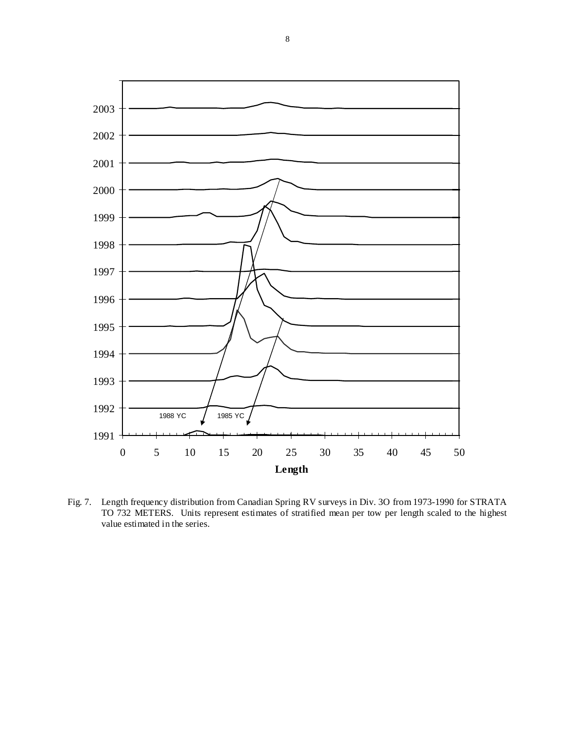Fig. 7. Length frequency distribution from Canadian Spring RV surveys in Div. 3O from 1973-1990 for STRATA TO 732 METERS. Units represent estimates of stratified mean per tow per length scaled to the highest value estimated in the series.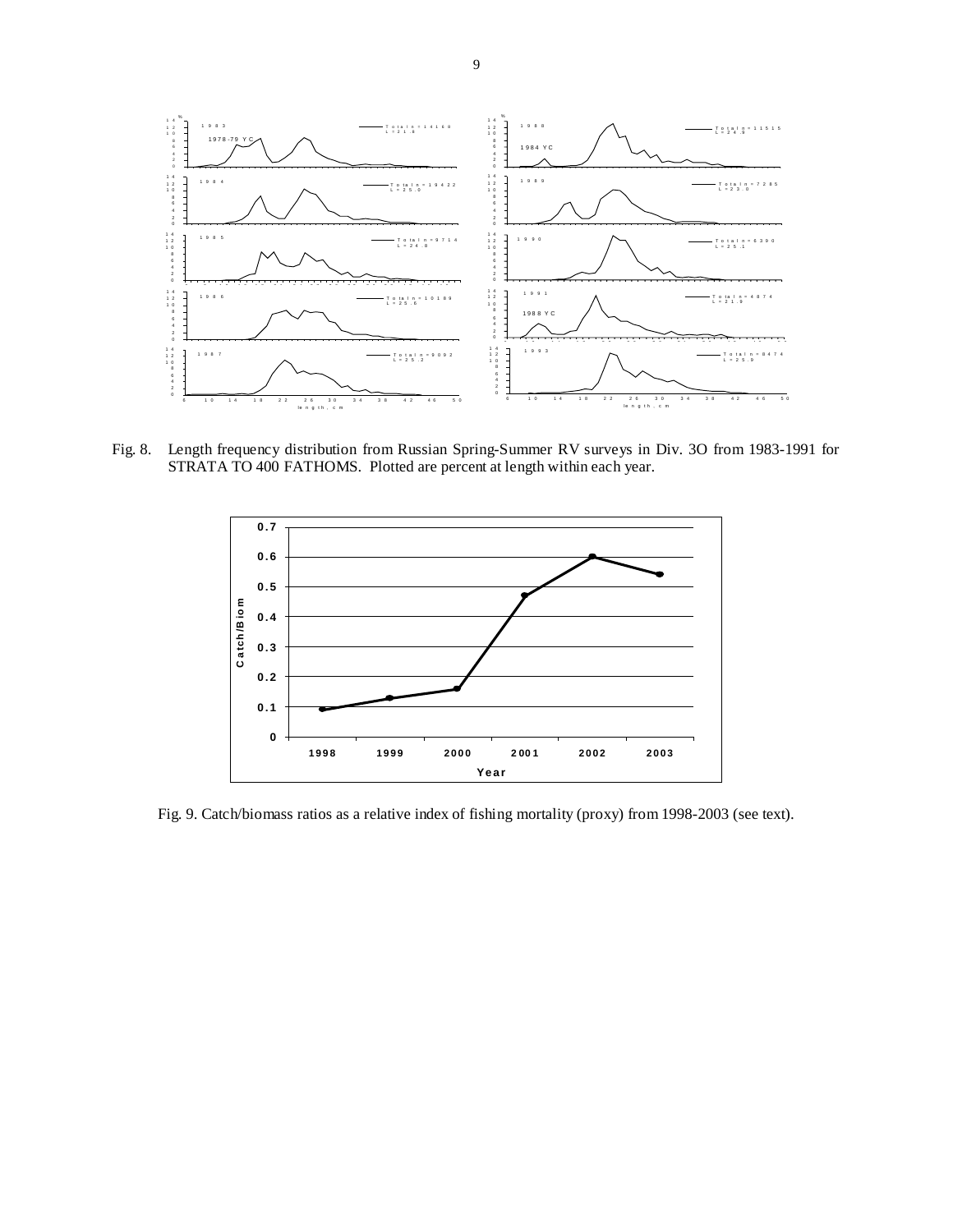1983

Total n = 14168
L = 21.8

1978-79 YC

1984

Total n = 19422
L = 25.0

1985

Total n = 9714
L = 24.8

1986

Total n = 10189
L = 25.6

1987

Total n = 9092
L = 25.2

1988

Total n = 11515
L = 24.9

1984 YC

1989

Total n = 7285
L = 23.0

1990

Total n = 6390
L = 25.1

1991

Total n = 4874
L = 21.9

1988 YC

1993

Total n = 8474
L = 25.9

length, cm

Fig. 8. Length frequency distribution from Russian Spring-Summer RV surveys in Div. 3O from 1983-1991 for STRATA TO 400 FATHOMS. Plotted are percent at length within each year.

Catch/Biom

Year

Fig. 9. Catch/biomass ratios as a relative index of fishing mortality (proxy) from 1998-2003 (see text).